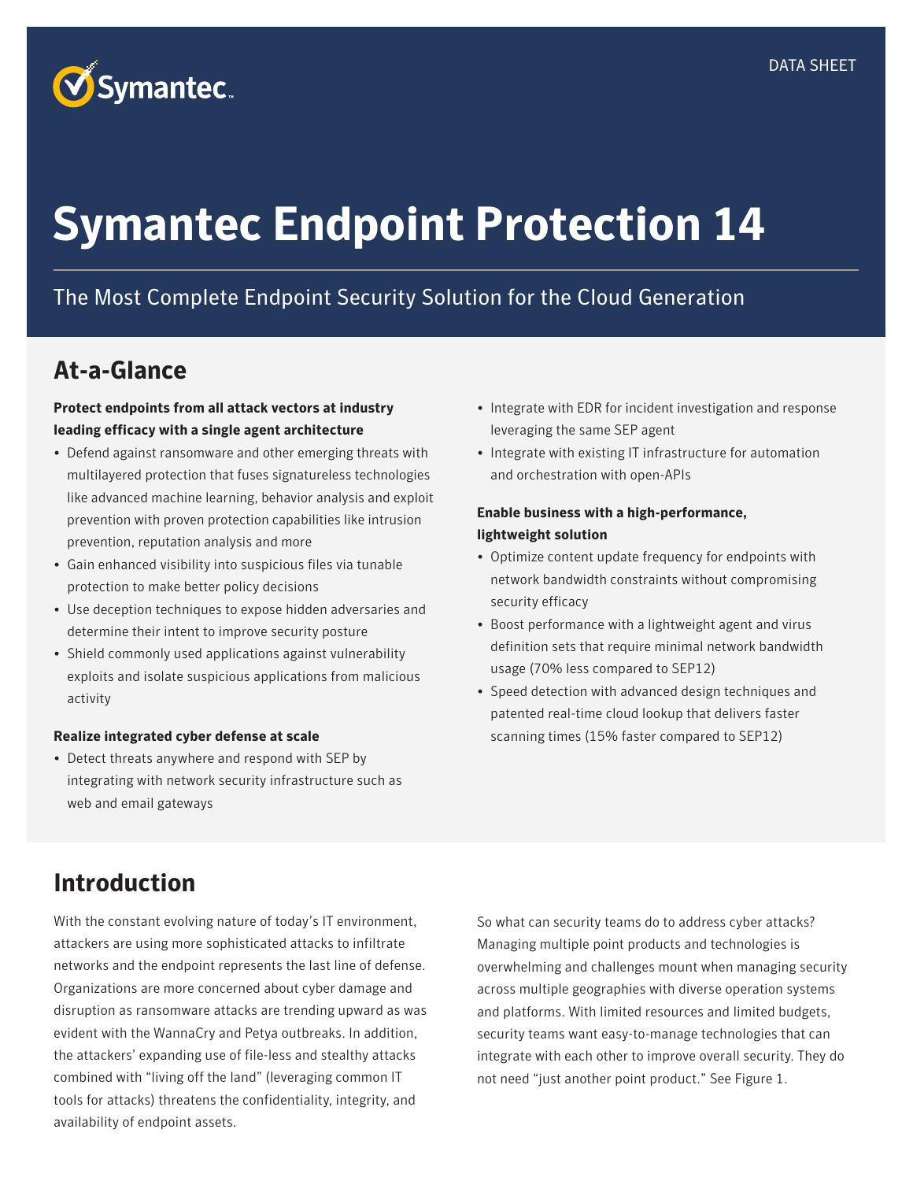DATA SHEET

# Symantec Endpoint Protection 14

The Most Complete Endpoint Security Solution for the Cloud Generation

## At-a-Glance

**Protect endpoints from all attack vectors at industry leading efficacy with a single agent architecture**

- Defend against ransomware and other emerging threats with multilayered protection that fuses signatureless technologies like advanced machine learning, behavior analysis and exploit prevention with proven protection capabilities like intrusion prevention, reputation analysis and more
- Gain enhanced visibility into suspicious files via tunable protection to make better policy decisions
- Use deception techniques to expose hidden adversaries and determine their intent to improve security posture
- Shield commonly used applications against vulnerability exploits and isolate suspicious applications from malicious activity

**Realize integrated cyber defense at scale**

- Detect threats anywhere and respond with SEP by integrating with network security infrastructure such as web and email gateways
- Integrate with EDR for incident investigation and response leveraging the same SEP agent
- Integrate with existing IT infrastructure for automation and orchestration with open-APIs

**Enable business with a high-performance, lightweight solution**

- Optimize content update frequency for endpoints with network bandwidth constraints without compromising security efficacy
- Boost performance with a lightweight agent and virus definition sets that require minimal network bandwidth usage (70% less compared to SEP12)
- Speed detection with advanced design techniques and patented real-time cloud lookup that delivers faster scanning times (15% faster compared to SEP12)

## Introduction

With the constant evolving nature of today's IT environment, attackers are using more sophisticated attacks to infiltrate networks and the endpoint represents the last line of defense. Organizations are more concerned about cyber damage and disruption as ransomware attacks are trending upward as was evident with the WannaCry and Petya outbreaks. In addition, the attackers' expanding use of file-less and stealthy attacks combined with "living off the land" (leveraging common IT tools for attacks) threatens the confidentiality, integrity, and availability of endpoint assets.

So what can security teams do to address cyber attacks? Managing multiple point products and technologies is overwhelming and challenges mount when managing security across multiple geographies with diverse operation systems and platforms. With limited resources and limited budgets, security teams want easy-to-manage technologies that can integrate with each other to improve overall security. They do not need "just another point product." See Figure 1.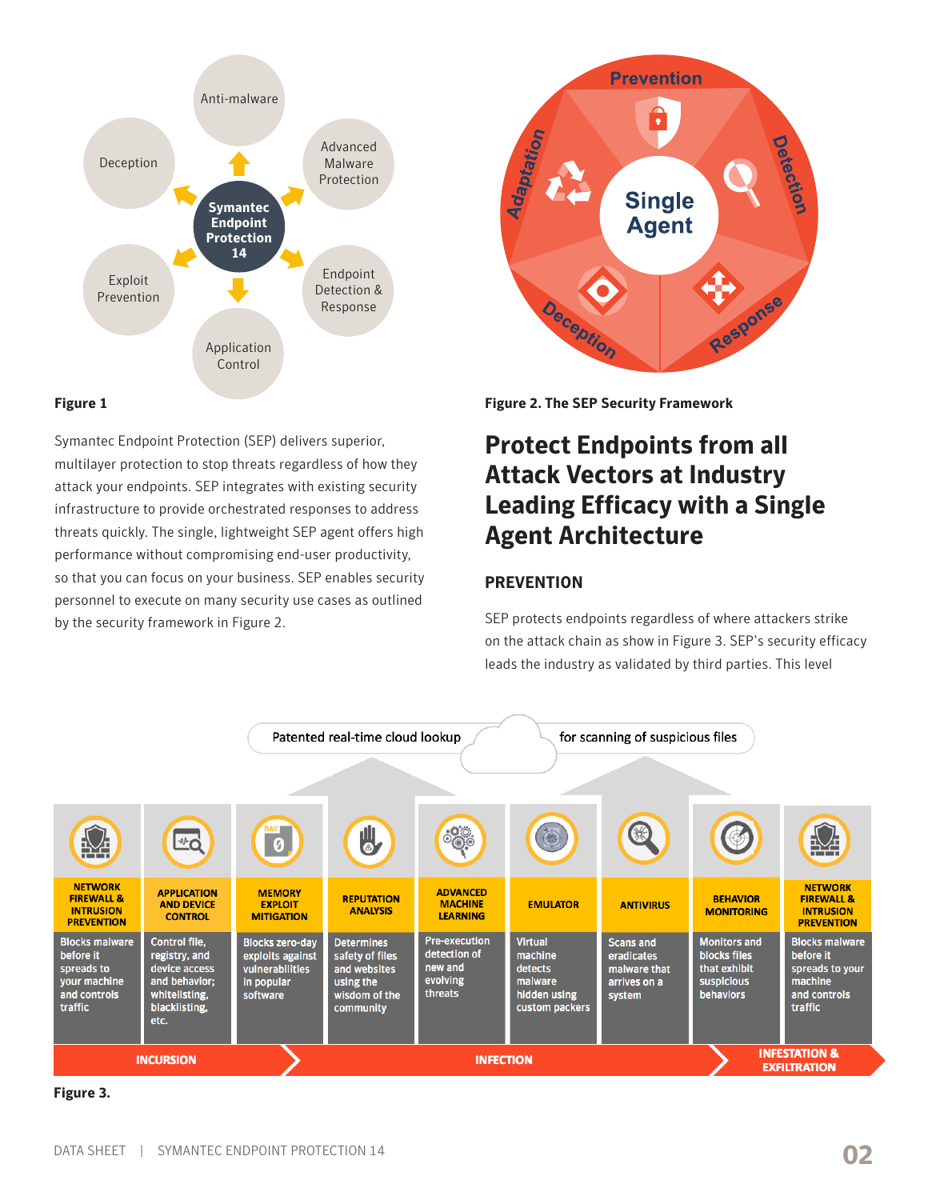Anti-malware

Advanced Malware Protection

Endpoint Detection & Response

Application Control

Exploit Prevention

Deception

Symantec Endpoint Protection 14

**Figure 1**

Symantec Endpoint Protection (SEP) delivers superior, multilayer protection to stop threats regardless of how they attack your endpoints. SEP integrates with existing security infrastructure to provide orchestrated responses to address threats quickly. The single, lightweight SEP agent offers high performance without compromising end-user productivity, so that you can focus on your business. SEP enables security personnel to execute on many security use cases as outlined by the security framework in Figure 2.

Prevention · Detection · Response · Deception · Adaptation

Single Agent

**Figure 2. The SEP Security Framework**

# Protect Endpoints from all Attack Vectors at Industry Leading Efficacy with a Single Agent Architecture

## PREVENTION

SEP protects endpoints regardless of where attackers strike on the attack chain as show in Figure 3. SEP's security efficacy leads the industry as validated by third parties. This level

Patented real-time cloud lookup for scanning of suspicious files

| NETWORK FIREWALL & INTRUSION PREVENTION | APPLICATION AND DEVICE CONTROL | MEMORY EXPLOIT MITIGATION | REPUTATION ANALYSIS | ADVANCED MACHINE LEARNING | EMULATOR | ANTIVIRUS | BEHAVIOR MONITORING | NETWORK FIREWALL & INTRUSION PREVENTION |
|---|---|---|---|---|---|---|---|---|
| Blocks malware before it spreads to your machine and controls traffic | Control file, registry, and device access and behavior; whitelisting, blacklisting, etc. | Blocks zero-day exploits against vulnerabilities in popular software | Determines safety of files and websites using the wisdom of the community | Pre-execution detection of new and evolving threats | Virtual machine detects malware hidden using custom packers | Scans and eradicates malware that arrives on a system | Monitors and blocks files that exhibit suspicious behaviors | Blocks malware before it spreads to your machine and controls traffic |

INCURSION → INFECTION → INFESTATION & EXFILTRATION

**Figure 3.**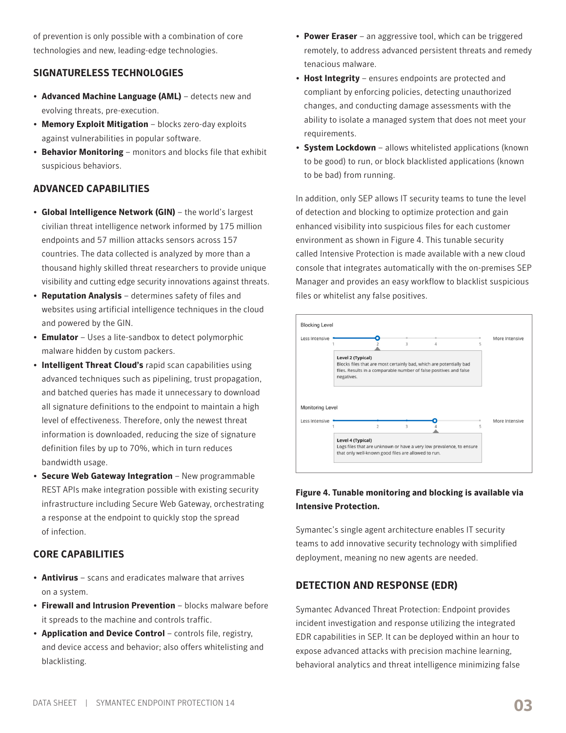of prevention is only possible with a combination of core technologies and new, leading-edge technologies.

## SIGNATURELESS TECHNOLOGIES

- **Advanced Machine Language (AML)** – detects new and evolving threats, pre-execution.
- **Memory Exploit Mitigation** – blocks zero-day exploits against vulnerabilities in popular software.
- **Behavior Monitoring** – monitors and blocks file that exhibit suspicious behaviors.

## ADVANCED CAPABILITIES

- **Global Intelligence Network (GIN)** – the world's largest civilian threat intelligence network informed by 175 million endpoints and 57 million attacks sensors across 157 countries. The data collected is analyzed by more than a thousand highly skilled threat researchers to provide unique visibility and cutting edge security innovations against threats.
- **Reputation Analysis** – determines safety of files and websites using artificial intelligence techniques in the cloud and powered by the GIN.
- **Emulator** – Uses a lite-sandbox to detect polymorphic malware hidden by custom packers.
- **Intelligent Threat Cloud's** rapid scan capabilities using advanced techniques such as pipelining, trust propagation, and batched queries has made it unnecessary to download all signature definitions to the endpoint to maintain a high level of effectiveness. Therefore, only the newest threat information is downloaded, reducing the size of signature definition files by up to 70%, which in turn reduces bandwidth usage.
- **Secure Web Gateway Integration** – New programmable REST APIs make integration possible with existing security infrastructure including Secure Web Gateway, orchestrating a response at the endpoint to quickly stop the spread of infection.

## CORE CAPABILITIES

- **Antivirus** – scans and eradicates malware that arrives on a system.
- **Firewall and Intrusion Prevention** – blocks malware before it spreads to the machine and controls traffic.
- **Application and Device Control** – controls file, registry, and device access and behavior; also offers whitelisting and blacklisting.
- **Power Eraser** – an aggressive tool, which can be triggered remotely, to address advanced persistent threats and remedy tenacious malware.
- **Host Integrity** – ensures endpoints are protected and compliant by enforcing policies, detecting unauthorized changes, and conducting damage assessments with the ability to isolate a managed system that does not meet your requirements.
- **System Lockdown** – allows whitelisted applications (known to be good) to run, or block blacklisted applications (known to be bad) from running.

In addition, only SEP allows IT security teams to tune the level of detection and blocking to optimize protection and gain enhanced visibility into suspicious files for each customer environment as shown in Figure 4. This tunable security called Intensive Protection is made available with a new cloud console that integrates automatically with the on-premises SEP Manager and provides an easy workflow to blacklist suspicious files or whitelist any false positives.

Blocking Level

Less Intensive — 1 2 3 4 5 — More Intensive

**Level 2 (Typical)**
Blocks files that are most certainly bad, which are potentially bad files. Results in a comparable number of false positives and false negatives.

Monitoring Level

Less Intensive — 1 2 3 4 5 — More Intensive

**Level 4 (Typical)**
Logs files that are unknown or have a very low prevalence, to ensure that only well-known good files are allowed to run.

**Figure 4. Tunable monitoring and blocking is available via Intensive Protection.**

Symantec's single agent architecture enables IT security teams to add innovative security technology with simplified deployment, meaning no new agents are needed.

## DETECTION AND RESPONSE (EDR)

Symantec Advanced Threat Protection: Endpoint provides incident investigation and response utilizing the integrated EDR capabilities in SEP. It can be deployed within an hour to expose advanced attacks with precision machine learning, behavioral analytics and threat intelligence minimizing false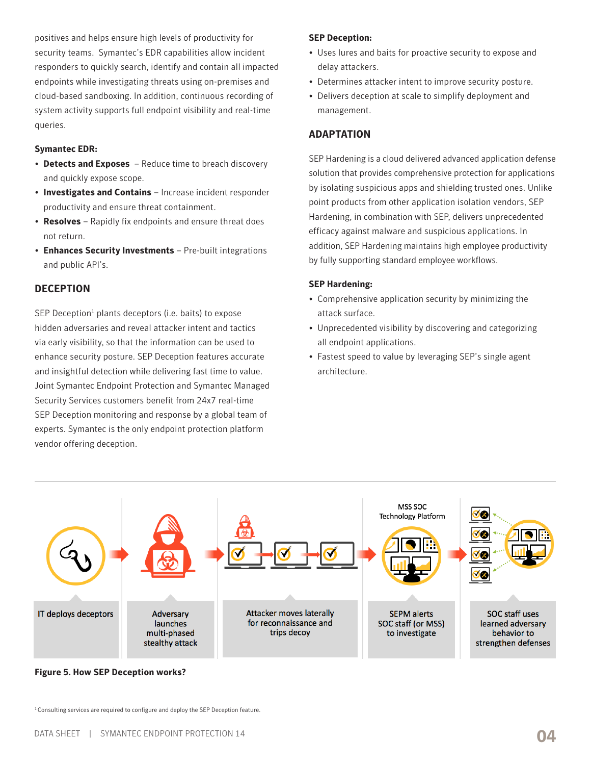positives and helps ensure high levels of productivity for security teams.  Symantec's EDR capabilities allow incident responders to quickly search, identify and contain all impacted endpoints while investigating threats using on-premises and cloud-based sandboxing. In addition, continuous recording of system activity supports full endpoint visibility and real-time queries.

**Symantec EDR:**

- **Detects and Exposes** – Reduce time to breach discovery and quickly expose scope.
- **Investigates and Contains** – Increase incident responder productivity and ensure threat containment.
- **Resolves** – Rapidly fix endpoints and ensure threat does not return.
- **Enhances Security Investments** – Pre-built integrations and public API's.

## DECEPTION

SEP Deception[1] plants deceptors (i.e. baits) to expose hidden adversaries and reveal attacker intent and tactics via early visibility, so that the information can be used to enhance security posture. SEP Deception features accurate and insightful detection while delivering fast time to value. Joint Symantec Endpoint Protection and Symantec Managed Security Services customers benefit from 24x7 real-time SEP Deception monitoring and response by a global team of experts. Symantec is the only endpoint protection platform vendor offering deception.

**SEP Deception:**

- Uses lures and baits for proactive security to expose and delay attackers.
- Determines attacker intent to improve security posture.
- Delivers deception at scale to simplify deployment and management.

## ADAPTATION

SEP Hardening is a cloud delivered advanced application defense solution that provides comprehensive protection for applications by isolating suspicious apps and shielding trusted ones. Unlike point products from other application isolation vendors, SEP Hardening, in combination with SEP, delivers unprecedented efficacy against malware and suspicious applications. In addition, SEP Hardening maintains high employee productivity by fully supporting standard employee workflows.

**SEP Hardening:**

- Comprehensive application security by minimizing the attack surface.
- Unprecedented visibility by discovering and categorizing all endpoint applications.
- Fastest speed to value by leveraging SEP's single agent architecture.

IT deploys deceptors → Adversary launches multi-phased stealthy attack → Attacker moves laterally for reconnaissance and trips decoy → MSS SOC Technology Platform: SEPM alerts SOC staff (or MSS) to investigate → SOC staff uses learned adversary behavior to strengthen defenses

**Figure 5. How SEP Deception works?**

[1] Consulting services are required to configure and deploy the SEP Deception feature.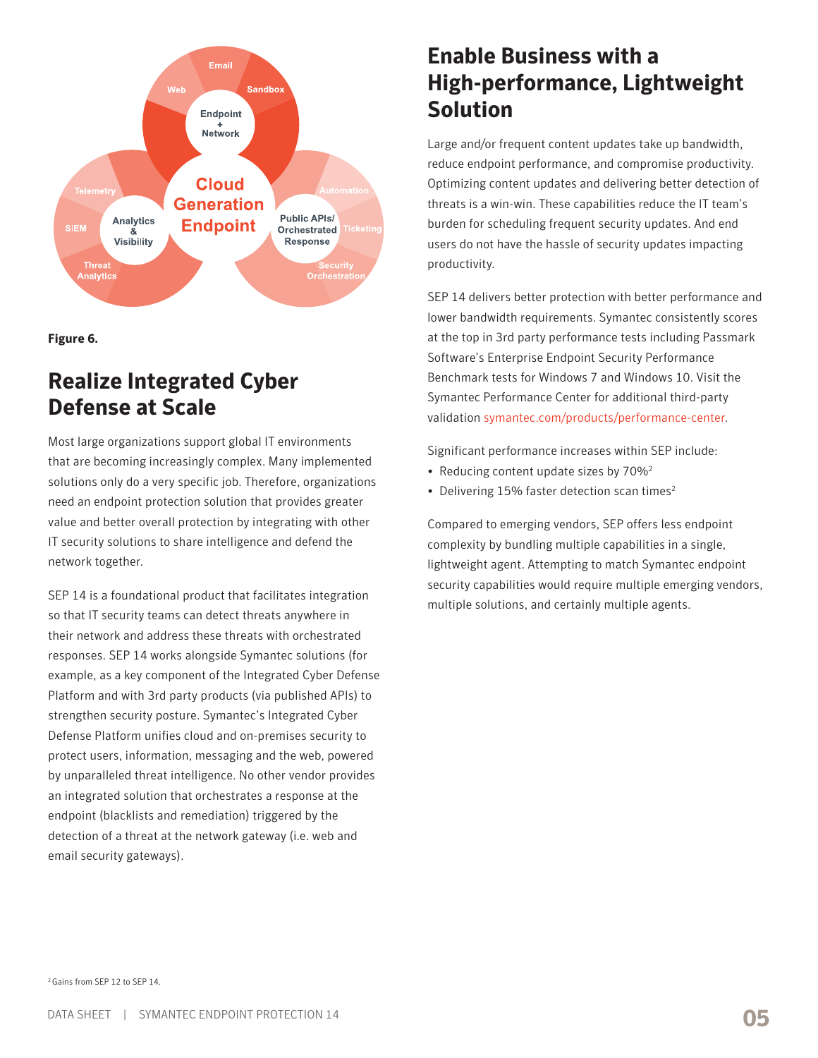Figure 6.

## Realize Integrated Cyber Defense at Scale

Most large organizations support global IT environments that are becoming increasingly complex. Many implemented solutions only do a very specific job. Therefore, organizations need an endpoint protection solution that provides greater value and better overall protection by integrating with other IT security solutions to share intelligence and defend the network together.

SEP 14 is a foundational product that facilitates integration so that IT security teams can detect threats anywhere in their network and address these threats with orchestrated responses. SEP 14 works alongside Symantec solutions (for example, as a key component of the Integrated Cyber Defense Platform and with 3rd party products (via published APIs) to strengthen security posture. Symantec's Integrated Cyber Defense Platform unifies cloud and on-premises security to protect users, information, messaging and the web, powered by unparalleled threat intelligence. No other vendor provides an integrated solution that orchestrates a response at the endpoint (blacklists and remediation) triggered by the detection of a threat at the network gateway (i.e. web and email security gateways).

## Enable Business with a High-performance, Lightweight Solution

Large and/or frequent content updates take up bandwidth, reduce endpoint performance, and compromise productivity. Optimizing content updates and delivering better detection of threats is a win-win. These capabilities reduce the IT team's burden for scheduling frequent security updates. And end users do not have the hassle of security updates impacting productivity.

SEP 14 delivers better protection with better performance and lower bandwidth requirements. Symantec consistently scores at the top in 3rd party performance tests including Passmark Software's Enterprise Endpoint Security Performance Benchmark tests for Windows 7 and Windows 10. Visit the Symantec Performance Center for additional third-party validation symantec.com/products/performance-center.

Significant performance increases within SEP include:

- Reducing content update sizes by 70%[2]
- Delivering 15% faster detection scan times[2]

Compared to emerging vendors, SEP offers less endpoint complexity by bundling multiple capabilities in a single, lightweight agent. Attempting to match Symantec endpoint security capabilities would require multiple emerging vendors, multiple solutions, and certainly multiple agents.

[2] Gains from SEP 12 to SEP 14.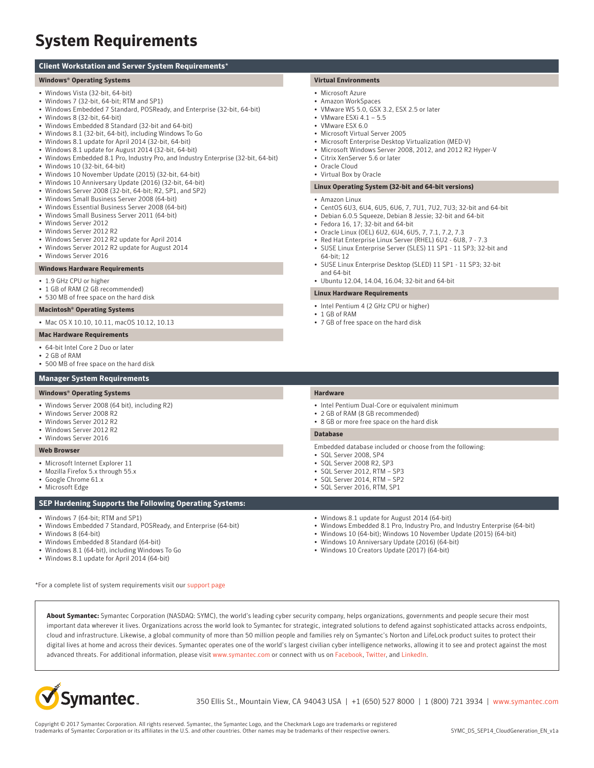# System Requirements

## Client Workstation and Server System Requirements*

### Windows® Operating Systems

- Windows Vista (32-bit, 64-bit)
- Windows 7 (32-bit, 64-bit; RTM and SP1)
- Windows Embedded 7 Standard, POSReady, and Enterprise (32-bit, 64-bit)
- Windows 8 (32-bit, 64-bit)
- Windows Embedded 8 Standard (32-bit and 64-bit)
- Windows 8.1 (32-bit, 64-bit), including Windows To Go
- Windows 8.1 update for April 2014 (32-bit, 64-bit)
- Windows 8.1 update for August 2014 (32-bit, 64-bit)
- Windows Embedded 8.1 Pro, Industry Pro, and Industry Enterprise (32-bit, 64-bit)
- Windows 10 (32-bit, 64-bit)
- Windows 10 November Update (2015) (32-bit, 64-bit)
- Windows 10 Anniversary Update (2016) (32-bit, 64-bit)
- Windows Server 2008 (32-bit, 64-bit; R2, SP1, and SP2)
- Windows Small Business Server 2008 (64-bit)
- Windows Essential Business Server 2008 (64-bit)
- Windows Small Business Server 2011 (64-bit)
- Windows Server 2012
- Windows Server 2012 R2
- Windows Server 2012 R2 update for April 2014
- Windows Server 2012 R2 update for August 2014
- Windows Server 2016

### Windows Hardware Requirements

- 1.9 GHz CPU or higher
- 1 GB of RAM (2 GB recommended)
- 530 MB of free space on the hard disk

### Macintosh® Operating Systems

- Mac OS X 10.10, 10.11, macOS 10.12, 10.13

### Mac Hardware Requirements

- 64-bit Intel Core 2 Duo or later
- 2 GB of RAM
- 500 MB of free space on the hard disk

### Virtual Environments

- Microsoft Azure
- Amazon WorkSpaces
- VMware WS 5.0, GSX 3.2, ESX 2.5 or later
- VMware ESXi 4.1 – 5.5
- VMware ESX 6.0
- Microsoft Virtual Server 2005
- Microsoft Enterprise Desktop Virtualization (MED-V)
- Microsoft Windows Server 2008, 2012, and 2012 R2 Hyper-V
- Citrix XenServer 5.6 or later
- Oracle Cloud
- Virtual Box by Oracle

### Linux Operating System (32-bit and 64-bit versions)

- Amazon Linux
- CentOS 6U3, 6U4, 6U5, 6U6, 7, 7U1, 7U2, 7U3; 32-bit and 64-bit
- Debian 6.0.5 Squeeze, Debian 8 Jessie; 32-bit and 64-bit
- Fedora 16, 17; 32-bit and 64-bit
- Oracle Linux (OEL) 6U2, 6U4, 6U5, 7, 7.1, 7.2, 7.3
- Red Hat Enterprise Linux Server (RHEL) 6U2 - 6U8, 7 - 7.3
- SUSE Linux Enterprise Server (SLES) 11 SP1 - 11 SP3; 32-bit and 64-bit; 12
- SUSE Linux Enterprise Desktop (SLED) 11 SP1 - 11 SP3; 32-bit and 64-bit
- Ubuntu 12.04, 14.04, 16.04; 32-bit and 64-bit

### Linux Hardware Requirements

- Intel Pentium 4 (2 GHz CPU or higher)
- 1 GB of RAM
- 7 GB of free space on the hard disk

## Manager System Requirements

### Windows® Operating Systems

- Windows Server 2008 (64 bit), including R2)
- Windows Server 2008 R2
- Windows Server 2012 R2
- Windows Server 2012 R2
- Windows Server 2016

### Web Browser

- Microsoft Internet Explorer 11
- Mozilla Firefox 5.x through 55.x
- Google Chrome 61.x
- Microsoft Edge

### Hardware

- Intel Pentium Dual-Core or equivalent minimum
- 2 GB of RAM (8 GB recommended)
- 8 GB or more free space on the hard disk

### Database

Embedded database included or choose from the following:

- SQL Server 2008, SP4
- SQL Server 2008 R2, SP3
- SQL Server 2012, RTM – SP3
- SQL Server 2014, RTM – SP2
- SQL Server 2016, RTM, SP1

## SEP Hardening Supports the Following Operating Systems:

- Windows 7 (64-bit; RTM and SP1)
- Windows Embedded 7 Standard, POSReady, and Enterprise (64-bit)
- Windows 8 (64-bit)
- Windows Embedded 8 Standard (64-bit)
- Windows 8.1 (64-bit), including Windows To Go
- Windows 8.1 update for April 2014 (64-bit)
- Windows 8.1 update for August 2014 (64-bit)
- Windows Embedded 8.1 Pro, Industry Pro, and Industry Enterprise (64-bit)
- Windows 10 (64-bit); Windows 10 November Update (2015) (64-bit)
- Windows 10 Anniversary Update (2016) (64-bit)
- Windows 10 Creators Update (2017) (64-bit)

*For a complete list of system requirements visit our support page

**About Symantec:** Symantec Corporation (NASDAQ: SYMC), the world's leading cyber security company, helps organizations, governments and people secure their most important data wherever it lives. Organizations across the world look to Symantec for strategic, integrated solutions to defend against sophisticated attacks across endpoints, cloud and infrastructure. Likewise, a global community of more than 50 million people and families rely on Symantec's Norton and LifeLock product suites to protect their digital lives at home and across their devices. Symantec operates one of the world's largest civilian cyber intelligence networks, allowing it to see and protect against the most advanced threats. For additional information, please visit www.symantec.com or connect with us on Facebook, Twitter, and LinkedIn.

Symantec.

350 Ellis St., Mountain View, CA 94043 USA | +1 (650) 527 8000 | 1 (800) 721 3934 | www.symantec.com

Copyright © 2017 Symantec Corporation. All rights reserved. Symantec, the Symantec Logo, and the Checkmark Logo are trademarks or registered trademarks of Symantec Corporation or its affiliates in the U.S. and other countries. Other names may be trademarks of their respective owners.

SYMC_DS_SEP14_CloudGeneration_EN_v1a